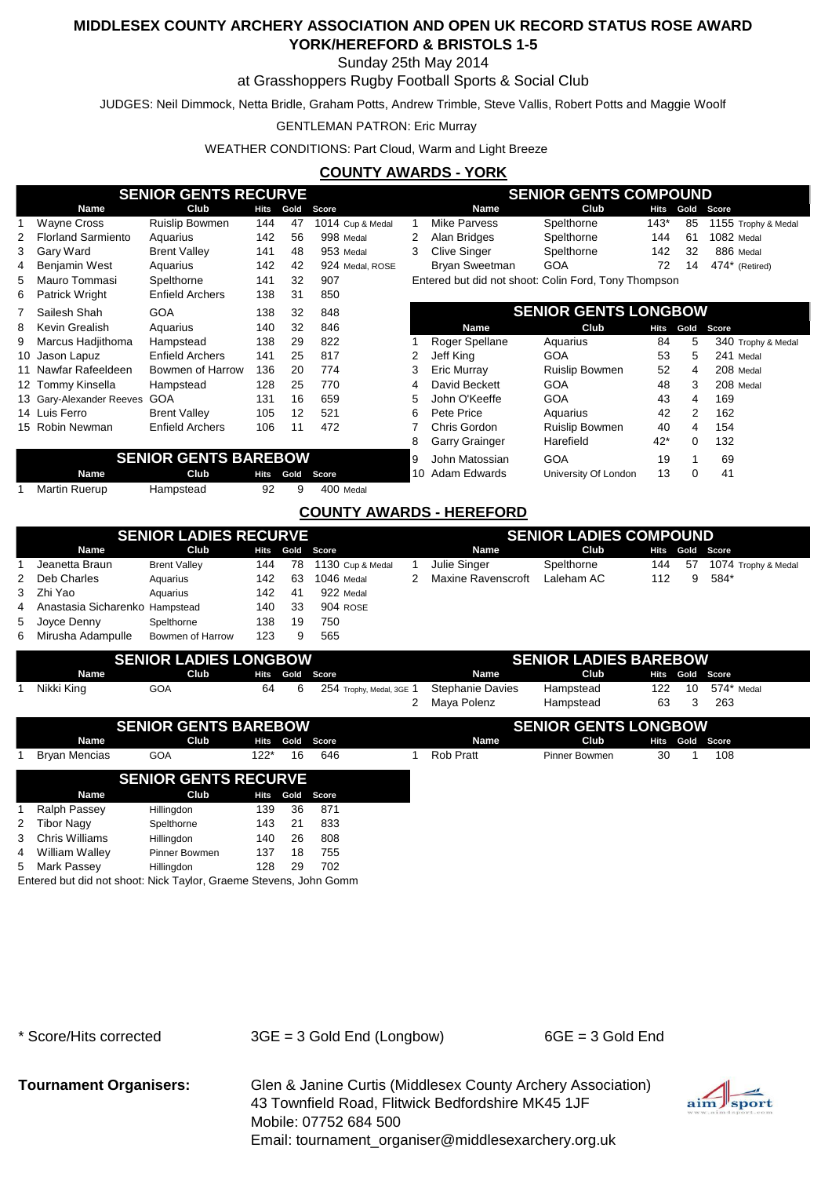# MIDDLESEX COUNTY ARCHERY ASSOCIATION AND OPEN UK RECORD STATUS ROSE AWARD

## YORK/HEREFORD & BRISTOLS 1-5

Sunday 25th May 2014

at Grasshoppers Rugby Football Sports & Social Club

JUDGES: Neil Dimmock, Netta Bridle, Graham Potts, Andrew Trimble, Steve Vallis, Robert Potts and Maggie Woolf

GENTLEMAN PATRON: Eric Murray

WEATHER CONDITIONS: Part Cloud, Warm and Light Breeze

## COUNTY AWARDS - YORK

### SENIOR GENTS RECURVE

| | Name | Club | Hits | Gold | Score | |
|---|---|---|---|---|---|---|
| 1 | Wayne Cross | Ruislip Bowmen | 144 | 47 | 1014 | Cup & Medal |
| 2 | Florland Sarmiento | Aquarius | 142 | 56 | 998 | Medal |
| 3 | Gary Ward | Brent Valley | 141 | 48 | 953 | Medal |
| 4 | Benjamin West | Aquarius | 142 | 42 | 924 | Medal, ROSE |
| 5 | Mauro Tommasi | Spelthorne | 141 | 32 | 907 | |
| 6 | Patrick Wright | Enfield Archers | 138 | 31 | 850 | |
| 7 | Sailesh Shah | GOA | 138 | 32 | 848 | |
| 8 | Kevin Grealish | Aquarius | 140 | 32 | 846 | |
| 9 | Marcus Hadjithoma | Hampstead | 138 | 29 | 822 | |
| 10 | Jason Lapuz | Enfield Archers | 141 | 25 | 817 | |
| 11 | Nawfar Rafeeldeen | Bowmen of Harrow | 136 | 20 | 774 | |
| 12 | Tommy Kinsella | Hampstead | 128 | 25 | 770 | |
| 13 | Gary-Alexander Reeves | GOA | 131 | 16 | 659 | |
| 14 | Luis Ferro | Brent Valley | 105 | 12 | 521 | |
| 15 | Robin Newman | Enfield Archers | 106 | 11 | 472 | |

### SENIOR GENTS BAREBOW

| | Name | Club | Hits | Gold | Score | |
|---|---|---|---|---|---|---|
| 1 | Martin Ruerup | Hampstead | 92 | 9 | 400 | Medal |

### SENIOR GENTS COMPOUND

| | Name | Club | Hits | Gold | Score | |
|---|---|---|---|---|---|---|
| 1 | Mike Parvess | Spelthorne | 143* | 85 | 1155 | Trophy & Medal |
| 2 | Alan Bridges | Spelthorne | 144 | 61 | 1082 | Medal |
| 3 | Clive Singer | Spelthorne | 142 | 32 | 886 | Medal |
| | Bryan Sweetman | GOA | 72 | 14 | 474* | (Retired) |

Entered but did not shoot: Colin Ford, Tony Thompson

### SENIOR GENTS LONGBOW

| | Name | Club | Hits | Gold | Score | |
|---|---|---|---|---|---|---|
| 1 | Roger Spellane | Aquarius | 84 | 5 | 340 | Trophy & Medal |
| 2 | Jeff King | GOA | 53 | 5 | 241 | Medal |
| 3 | Eric Murray | Ruislip Bowmen | 52 | 4 | 208 | Medal |
| 4 | David Beckett | GOA | 48 | 3 | 208 | Medal |
| 5 | John O'Keeffe | GOA | 43 | 4 | 169 | |
| 6 | Pete Price | Aquarius | 42 | 2 | 162 | |
| 7 | Chris Gordon | Ruislip Bowmen | 40 | 4 | 154 | |
| 8 | Garry Grainger | Harefield | 42* | 0 | 132 | |
| 9 | John Matossian | GOA | 19 | 1 | 69 | |
| 10 | Adam Edwards | University Of London | 13 | 0 | 41 | |

## COUNTY AWARDS - HEREFORD

### SENIOR LADIES RECURVE

| | Name | Club | Hits | Gold | Score | |
|---|---|---|---|---|---|---|
| 1 | Jeanetta Braun | Brent Valley | 144 | 78 | 1130 | Cup & Medal |
| 2 | Deb Charles | Aquarius | 142 | 63 | 1046 | Medal |
| 3 | Zhi Yao | Aquarius | 142 | 41 | 922 | Medal |
| 4 | Anastasia Sicharenko | Hampstead | 140 | 33 | 904 | ROSE |
| 5 | Joyce Denny | Spelthorne | 138 | 19 | 750 | |
| 6 | Mirusha Adampulle | Bowmen of Harrow | 123 | 9 | 565 | |

### SENIOR LADIES COMPOUND

| | Name | Club | Hits | Gold | Score | |
|---|---|---|---|---|---|---|
| 1 | Julie Singer | Spelthorne | 144 | 57 | 1074 | Trophy & Medal |
| 2 | Maxine Ravenscroft | Laleham AC | 112 | 9 | 584* | |

### SENIOR LADIES LONGBOW

| | Name | Club | Hits | Gold | Score | |
|---|---|---|---|---|---|---|
| 1 | Nikki King | GOA | 64 | 6 | 254 | Trophy, Medal, 3GE |

### SENIOR LADIES BAREBOW

| | Name | Club | Hits | Gold | Score | |
|---|---|---|---|---|---|---|
| 1 | Stephanie Davies | Hampstead | 122 | 10 | 574* | Medal |
| 2 | Maya Polenz | Hampstead | 63 | 3 | 263 | |

### SENIOR GENTS BAREBOW

| | Name | Club | Hits | Gold | Score |
|---|---|---|---|---|---|
| 1 | Bryan Mencias | GOA | 122* | 16 | 646 |

### SENIOR GENTS LONGBOW

| | Name | Club | Hits | Gold | Score |
|---|---|---|---|---|---|
| 1 | Rob Pratt | Pinner Bowmen | 30 | 1 | 108 |

### SENIOR GENTS RECURVE

| | Name | Club | Hits | Gold | Score |
|---|---|---|---|---|---|
| 1 | Ralph Passey | Hillingdon | 139 | 36 | 871 |
| 2 | Tibor Nagy | Spelthorne | 143 | 21 | 833 |
| 3 | Chris Williams | Hillingdon | 140 | 26 | 808 |
| 4 | William Walley | Pinner Bowmen | 137 | 18 | 755 |
| 5 | Mark Passey | Hillingdon | 128 | 29 | 702 |

Entered but did not shoot: Nick Taylor, Graeme Stevens, John Gomm

\* Score/Hits corrected    3GE = 3 Gold End (Longbow)    6GE = 3 Gold End

**Tournament Organisers:** Glen & Janine Curtis (Middlesex County Archery Association)
43 Townfield Road, Flitwick Bedfordshire MK45 1JF
Mobile: 07752 684 500
Email: tournament_organiser@middlesexarchery.org.uk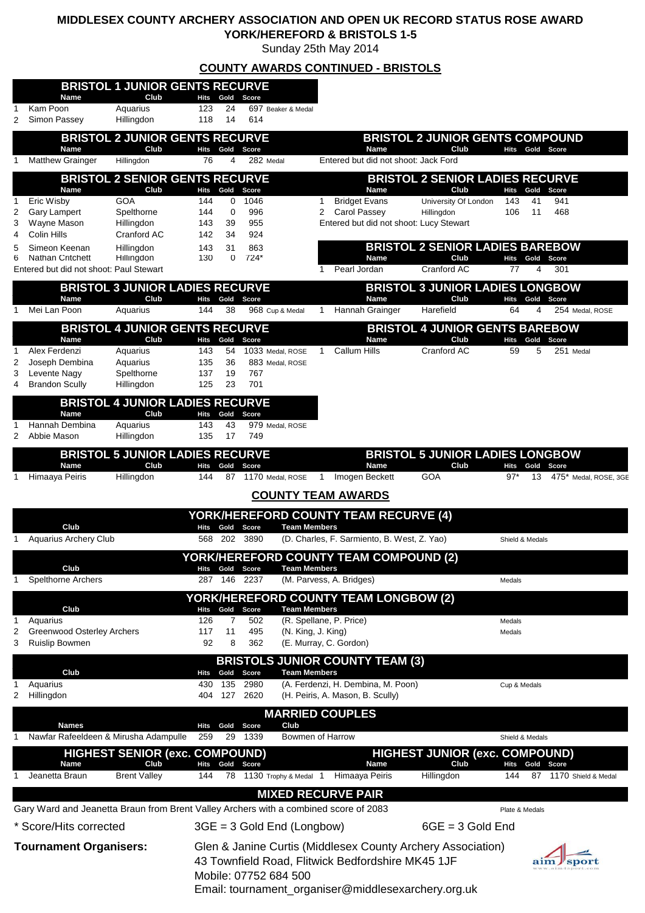# MIDDLESEX COUNTY ARCHERY ASSOCIATION AND OPEN UK RECORD STATUS ROSE AWARD

## YORK/HEREFORD & BRISTOLS 1-5

Sunday 25th May 2014

## COUNTY AWARDS CONTINUED - BRISTOLS

### BRISTOL 1 JUNIOR GENTS RECURVE

| | Name | Club | Hits | Gold | Score | |
|---|---|---|---|---|---|---|
| 1 | Kam Poon | Aquarius | 123 | 24 | 697 | Beaker & Medal |
| 2 | Simon Passey | Hillingdon | 118 | 14 | 614 | |

### BRISTOL 2 JUNIOR GENTS RECURVE

| | Name | Club | Hits | Gold | Score | |
|---|---|---|---|---|---|---|
| 1 | Matthew Grainger | Hillingdon | 76 | 4 | 282 | Medal |

### BRISTOL 2 JUNIOR GENTS COMPOUND

| | Name | Club | Hits | Gold | Score |
|---|---|---|---|---|---|

Entered but did not shoot: Jack Ford

### BRISTOL 2 SENIOR GENTS RECURVE

| | Name | Club | Hits | Gold | Score |
|---|---|---|---|---|---|
| 1 | Eric Wisby | GOA | 144 | 0 | 1046 |
| 2 | Gary Lampert | Spelthorne | 144 | 0 | 996 |
| 3 | Wayne Mason | Hillingdon | 143 | 39 | 955 |
| 4 | Colin Hills | Cranford AC | 142 | 34 | 924 |
| 5 | Simeon Keenan | Hillingdon | 143 | 31 | 863 |
| 6 | Nathan Critchett | Hillingdon | 130 | 0 | 724* |

Entered but did not shoot: Paul Stewart

### BRISTOL 2 SENIOR LADIES RECURVE

| | Name | Club | Hits | Gold | Score |
|---|---|---|---|---|---|
| 1 | Bridget Evans | University Of London | 143 | 41 | 941 |
| 2 | Carol Passey | Hillingdon | 106 | 11 | 468 |

Entered but did not shoot: Lucy Stewart

### BRISTOL 2 SENIOR LADIES BAREBOW

| | Name | Club | Hits | Gold | Score |
|---|---|---|---|---|---|
| 1 | Pearl Jordan | Cranford AC | 77 | 4 | 301 |

### BRISTOL 3 JUNIOR LADIES RECURVE

| | Name | Club | Hits | Gold | Score | |
|---|---|---|---|---|---|---|
| 1 | Mei Lan Poon | Aquarius | 144 | 38 | 968 | Cup & Medal |

### BRISTOL 3 JUNIOR LADIES LONGBOW

| | Name | Club | Hits | Gold | Score | |
|---|---|---|---|---|---|---|
| 1 | Hannah Grainger | Harefield | 64 | 4 | 254 | Medal, ROSE |

### BRISTOL 4 JUNIOR GENTS RECURVE

| | Name | Club | Hits | Gold | Score | |
|---|---|---|---|---|---|---|
| 1 | Alex Ferdenzi | Aquarius | 143 | 54 | 1033 | Medal, ROSE |
| 2 | Joseph Dembina | Aquarius | 135 | 36 | 883 | Medal, ROSE |
| 3 | Levente Nagy | Spelthorne | 137 | 19 | 767 | |
| 4 | Brandon Scully | Hillingdon | 125 | 23 | 701 | |

### BRISTOL 4 JUNIOR GENTS BAREBOW

| | Name | Club | Hits | Gold | Score | |
|---|---|---|---|---|---|---|
| 1 | Callum Hills | Cranford AC | 59 | 5 | 251 | Medal |

### BRISTOL 4 JUNIOR LADIES RECURVE

| | Name | Club | Hits | Gold | Score | |
|---|---|---|---|---|---|---|
| 1 | Hannah Dembina | Aquarius | 143 | 43 | 979 | Medal, ROSE |
| 2 | Abbie Mason | Hillingdon | 135 | 17 | 749 | |

### BRISTOL 5 JUNIOR LADIES RECURVE

| | Name | Club | Hits | Gold | Score | |
|---|---|---|---|---|---|---|
| 1 | Himaaya Peiris | Hillingdon | 144 | 87 | 1170 | Medal, ROSE |

### BRISTOL 5 JUNIOR LADIES LONGBOW

| | Name | Club | Hits | Gold | Score | |
|---|---|---|---|---|---|---|
| 1 | Imogen Beckett | GOA | 97* | 13 | 475* | Medal, ROSE, 3GE |

## COUNTY TEAM AWARDS

### YORK/HEREFORD COUNTY TEAM RECURVE (4)

| | Club | Hits | Gold | Score | Team Members | |
|---|---|---|---|---|---|---|
| 1 | Aquarius Archery Club | 568 | 202 | 3890 | (D. Charles, F. Sarmiento, B. West, Z. Yao) | Shield & Medals |

### YORK/HEREFORD COUNTY TEAM COMPOUND (2)

| | Club | Hits | Gold | Score | Team Members | |
|---|---|---|---|---|---|---|
| 1 | Spelthorne Archers | 287 | 146 | 2237 | (M. Parvess, A. Bridges) | Medals |

### YORK/HEREFORD COUNTY TEAM LONGBOW (2)

| | Club | Hits | Gold | Score | Team Members | |
|---|---|---|---|---|---|---|
| 1 | Aquarius | 126 | 7 | 502 | (R. Spellane, P. Price) | Medals |
| 2 | Greenwood Osterley Archers | 117 | 11 | 495 | (N. King, J. King) | Medals |
| 3 | Ruislip Bowmen | 92 | 8 | 362 | (E. Murray, C. Gordon) | |

### BRISTOLS JUNIOR COUNTY TEAM (3)

| | Club | Hits | Gold | Score | Team Members | |
|---|---|---|---|---|---|---|
| 1 | Aquarius | 430 | 135 | 2980 | (A. Ferdenzi, H. Dembina, M. Poon) | Cup & Medals |
| 2 | Hillingdon | 404 | 127 | 2620 | (H. Peiris, A. Mason, B. Scully) | |

### MARRIED COUPLES

| | Names | Hits | Gold | Score | Club | |
|---|---|---|---|---|---|---|
| 1 | Nawfar Rafeeldeen & Mirusha Adampulle | 259 | 29 | 1339 | Bowmen of Harrow | Shield & Medals |

### HIGHEST SENIOR (exc. COMPOUND)

| | Name | Club | Hits | Gold | Score | |
|---|---|---|---|---|---|---|
| 1 | Jeanetta Braun | Brent Valley | 144 | 78 | 1130 | Trophy & Medal |

### HIGHEST JUNIOR (exc. COMPOUND)

| | Name | Club | Hits | Gold | Score | |
|---|---|---|---|---|---|---|
| 1 | Himaaya Peiris | Hillingdon | 144 | 87 | 1170 | Shield & Medal |

### MIXED RECURVE PAIR

Gary Ward and Jeanetta Braun from Brent Valley Archers with a combined score of 2083 — Plate & Medals

\* Score/Hits corrected

3GE = 3 Gold End (Longbow)

6GE = 3 Gold End

**Tournament Organisers:**

Glen & Janine Curtis (Middlesex County Archery Association)
43 Townfield Road, Flitwick Bedfordshire MK45 1JF
Mobile: 07752 684 500
Email: tournament_organiser@middlesexarchery.org.uk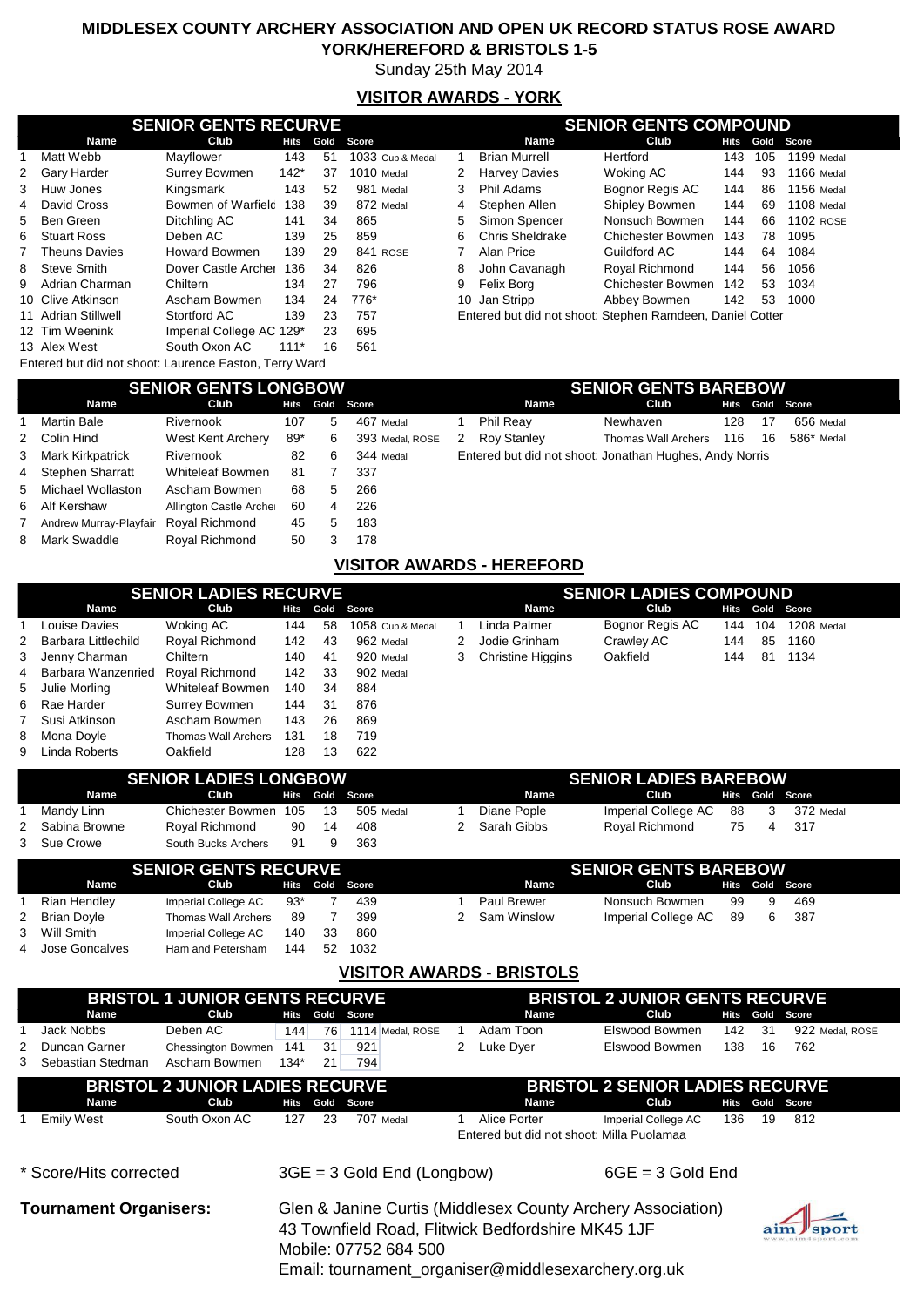# MIDDLESEX COUNTY ARCHERY ASSOCIATION AND OPEN UK RECORD STATUS ROSE AWARD

## YORK/HEREFORD & BRISTOLS 1-5

Sunday 25th May 2014

## VISITOR AWARDS - YORK

### SENIOR GENTS RECURVE

| | Name | Club | Hits | Gold | Score | |
|---|---|---|---|---|---|---|
| 1 | Matt Webb | Mayflower | 143 | 51 | 1033 | Cup & Medal |
| 2 | Gary Harder | Surrey Bowmen | 142* | 37 | 1010 | Medal |
| 3 | Huw Jones | Kingsmark | 143 | 52 | 981 | Medal |
| 4 | David Cross | Bowmen of Warfielc | 138 | 39 | 872 | Medal |
| 5 | Ben Green | Ditchling AC | 141 | 34 | 865 | |
| 6 | Stuart Ross | Deben AC | 139 | 25 | 859 | |
| 7 | Theuns Davies | Howard Bowmen | 139 | 29 | 841 | ROSE |
| 8 | Steve Smith | Dover Castle Archer | 136 | 34 | 826 | |
| 9 | Adrian Charman | Chiltern | 134 | 27 | 796 | |
| 10 | Clive Atkinson | Ascham Bowmen | 134 | 24 | 776* | |
| 11 | Adrian Stillwell | Stortford AC | 139 | 23 | 757 | |
| 12 | Tim Weenink | Imperial College AC | 129* | 23 | 695 | |
| 13 | Alex West | South Oxon AC | 111* | 16 | 561 | |

Entered but did not shoot: Laurence Easton, Terry Ward

### SENIOR GENTS COMPOUND

| | Name | Club | Hits | Gold | Score | |
|---|---|---|---|---|---|---|
| 1 | Brian Murrell | Hertford | 143 | 105 | 1199 | Medal |
| 2 | Harvey Davies | Woking AC | 144 | 93 | 1166 | Medal |
| 3 | Phil Adams | Bognor Regis AC | 144 | 86 | 1156 | Medal |
| 4 | Stephen Allen | Shipley Bowmen | 144 | 69 | 1108 | Medal |
| 5 | Simon Spencer | Nonsuch Bowmen | 144 | 66 | 1102 | ROSE |
| 6 | Chris Sheldrake | Chichester Bowmen | 143 | 78 | 1095 | |
| 7 | Alan Price | Guildford AC | 144 | 64 | 1084 | |
| 8 | John Cavanagh | Royal Richmond | 144 | 56 | 1056 | |
| 9 | Felix Borg | Chichester Bowmen | 142 | 53 | 1034 | |
| 10 | Jan Stripp | Abbey Bowmen | 142 | 53 | 1000 | |

Entered but did not shoot: Stephen Ramdeen, Daniel Cotter

### SENIOR GENTS LONGBOW

| | Name | Club | Hits | Gold | Score | |
|---|---|---|---|---|---|---|
| 1 | Martin Bale | Rivernook | 107 | 5 | 467 | Medal |
| 2 | Colin Hind | West Kent Archery | 89* | 6 | 393 | Medal, ROSE |
| 3 | Mark Kirkpatrick | Rivernook | 82 | 6 | 344 | Medal |
| 4 | Stephen Sharratt | Whiteleaf Bowmen | 81 | 7 | 337 | |
| 5 | Michael Wollaston | Ascham Bowmen | 68 | 5 | 266 | |
| 6 | Alf Kershaw | Allington Castle Archer | 60 | 4 | 226 | |
| 7 | Andrew Murray-Playfair | Royal Richmond | 45 | 5 | 183 | |
| 8 | Mark Swaddle | Royal Richmond | 50 | 3 | 178 | |

### SENIOR GENTS BAREBOW

| | Name | Club | Hits | Gold | Score | |
|---|---|---|---|---|---|---|
| 1 | Phil Reay | Newhaven | 128 | 17 | 656 | Medal |
| 2 | Roy Stanley | Thomas Wall Archers | 116 | 16 | 586* | Medal |

Entered but did not shoot: Jonathan Hughes, Andy Norris

## VISITOR AWARDS - HEREFORD

### SENIOR LADIES RECURVE

| | Name | Club | Hits | Gold | Score | |
|---|---|---|---|---|---|---|
| 1 | Louise Davies | Woking AC | 144 | 58 | 1058 | Cup & Medal |
| 2 | Barbara Littlechild | Royal Richmond | 142 | 43 | 962 | Medal |
| 3 | Jenny Charman | Chiltern | 140 | 41 | 920 | Medal |
| 4 | Barbara Wanzenried | Royal Richmond | 142 | 33 | 902 | Medal |
| 5 | Julie Morling | Whiteleaf Bowmen | 140 | 34 | 884 | |
| 6 | Rae Harder | Surrey Bowmen | 144 | 31 | 876 | |
| 7 | Susi Atkinson | Ascham Bowmen | 143 | 26 | 869 | |
| 8 | Mona Doyle | Thomas Wall Archers | 131 | 18 | 719 | |
| 9 | Linda Roberts | Oakfield | 128 | 13 | 622 | |

### SENIOR LADIES COMPOUND

| | Name | Club | Hits | Gold | Score | |
|---|---|---|---|---|---|---|
| 1 | Linda Palmer | Bognor Regis AC | 144 | 104 | 1208 | Medal |
| 2 | Jodie Grinham | Crawley AC | 144 | 85 | 1160 | |
| 3 | Christine Higgins | Oakfield | 144 | 81 | 1134 | |

### SENIOR LADIES LONGBOW

| | Name | Club | Hits | Gold | Score | |
|---|---|---|---|---|---|---|
| 1 | Mandy Linn | Chichester Bowmen | 105 | 13 | 505 | Medal |
| 2 | Sabina Browne | Royal Richmond | 90 | 14 | 408 | |
| 3 | Sue Crowe | South Bucks Archers | 91 | 9 | 363 | |

### SENIOR LADIES BAREBOW

| | Name | Club | Hits | Gold | Score | |
|---|---|---|---|---|---|---|
| 1 | Diane Pople | Imperial College AC | 88 | 3 | 372 | Medal |
| 2 | Sarah Gibbs | Royal Richmond | 75 | 4 | 317 | |

### SENIOR GENTS RECURVE

| | Name | Club | Hits | Gold | Score |
|---|---|---|---|---|---|
| 1 | Rian Hendley | Imperial College AC | 93* | 7 | 439 |
| 2 | Brian Doyle | Thomas Wall Archers | 89 | 7 | 399 |
| 3 | Will Smith | Imperial College AC | 140 | 33 | 860 |
| 4 | Jose Goncalves | Ham and Petersham | 144 | 52 | 1032 |

### SENIOR GENTS BAREBOW

| | Name | Club | Hits | Gold | Score |
|---|---|---|---|---|---|
| 1 | Paul Brewer | Nonsuch Bowmen | 99 | 9 | 469 |
| 2 | Sam Winslow | Imperial College AC | 89 | 6 | 387 |

## VISITOR AWARDS - BRISTOLS

### BRISTOL 1 JUNIOR GENTS RECURVE

| | Name | Club | Hits | Gold | Score | |
|---|---|---|---|---|---|---|
| 1 | Jack Nobbs | Deben AC | 144 | 76 | 1114 | Medal, ROSE |
| 2 | Duncan Garner | Chessington Bowmen | 141 | 31 | 921 | |
| 3 | Sebastian Stedman | Ascham Bowmen | 134* | 21 | 794 | |

### BRISTOL 2 JUNIOR GENTS RECURVE

| | Name | Club | Hits | Gold | Score | |
|---|---|---|---|---|---|---|
| 1 | Adam Toon | Elswood Bowmen | 142 | 31 | 922 | Medal, ROSE |
| 2 | Luke Dyer | Elswood Bowmen | 138 | 16 | 762 | |

### BRISTOL 2 JUNIOR LADIES RECURVE

| | Name | Club | Hits | Gold | Score | |
|---|---|---|---|---|---|---|
| 1 | Emily West | South Oxon AC | 127 | 23 | 707 | Medal |

### BRISTOL 2 SENIOR LADIES RECURVE

| | Name | Club | Hits | Gold | Score |
|---|---|---|---|---|---|
| 1 | Alice Porter | Imperial College AC | 136 | 19 | 812 |

Entered but did not shoot: Milla Puolamaa

\* Score/Hits corrected — 3GE = 3 Gold End (Longbow) — 6GE = 3 Gold End

**Tournament Organisers:** Glen & Janine Curtis (Middlesex County Archery Association)
43 Townfield Road, Flitwick Bedfordshire MK45 1JF
Mobile: 07752 684 500
Email: tournament_organiser@middlesexarchery.org.uk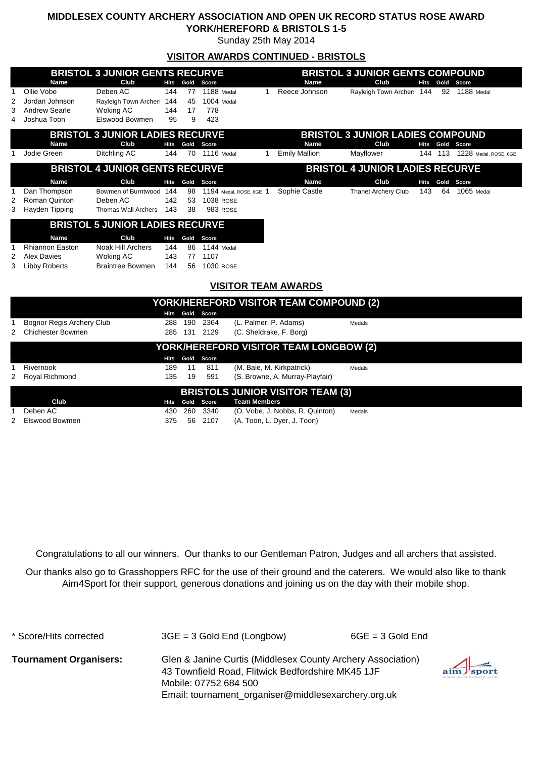# MIDDLESEX COUNTY ARCHERY ASSOCIATION AND OPEN UK RECORD STATUS ROSE AWARD

## YORK/HEREFORD & BRISTOLS 1-5

Sunday 25th May 2014

## VISITOR AWARDS CONTINUED - BRISTOLS

### BRISTOL 3 JUNIOR GENTS RECURVE

| | Name | Club | Hits | Gold | Score | |
|---|---|---|---|---|---|---|
| 1 | Ollie Vobe | Deben AC | 144 | 77 | 1188 | Medal |
| 2 | Jordan Johnson | Rayleigh Town Archer | 144 | 45 | 1004 | Medal |
| 3 | Andrew Searle | Woking AC | 144 | 17 | 778 | |
| 4 | Joshua Toon | Elswood Bowmen | 95 | 9 | 423 | |

### BRISTOL 3 JUNIOR GENTS COMPOUND

| | Name | Club | Hits | Gold | Score | |
|---|---|---|---|---|---|---|
| 1 | Reece Johnson | Rayleigh Town Archers | 144 | 92 | 1188 | Medal |

### BRISTOL 3 JUNIOR LADIES RECURVE

| | Name | Club | Hits | Gold | Score | |
|---|---|---|---|---|---|---|
| 1 | Jodie Green | Ditchling AC | 144 | 70 | 1116 | Medal |

### BRISTOL 3 JUNIOR LADIES COMPOUND

| | Name | Club | Hits | Gold | Score | |
|---|---|---|---|---|---|---|
| 1 | Emily Mallion | Mayflower | 144 | 113 | 1228 | Medal, ROSE, 6GE |

### BRISTOL 4 JUNIOR GENTS RECURVE

| | Name | Club | Hits | Gold | Score | |
|---|---|---|---|---|---|---|
| 1 | Dan Thompson | Bowmen of Burntwood | 144 | 98 | 1194 | Medal, ROSE, 6GE |
| 2 | Roman Quinton | Deben AC | 142 | 53 | 1038 | ROSE |
| 3 | Hayden Tipping | Thomas Wall Archers | 143 | 38 | 983 | ROSE |

### BRISTOL 4 JUNIOR LADIES RECURVE

| | Name | Club | Hits | Gold | Score | |
|---|---|---|---|---|---|---|
| 1 | Sophie Castle | Thanet Archery Club | 143 | 64 | 1065 | Medal |

### BRISTOL 5 JUNIOR LADIES RECURVE

| | Name | Club | Hits | Gold | Score | |
|---|---|---|---|---|---|---|
| 1 | Rhiannon Easton | Noak Hill Archers | 144 | 86 | 1144 | Medal |
| 2 | Alex Davies | Woking AC | 143 | 77 | 1107 | |
| 3 | Libby Roberts | Braintree Bowmen | 144 | 56 | 1030 | ROSE |

## VISITOR TEAM AWARDS

### YORK/HEREFORD VISITOR TEAM COMPOUND (2)

| | Club | Hits | Gold | Score | Team Members | |
|---|---|---|---|---|---|---|
| 1 | Bognor Regis Archery Club | 288 | 190 | 2364 | (L. Palmer, P. Adams) | Medals |
| 2 | Chichester Bowmen | 285 | 131 | 2129 | (C. Sheldrake, F. Borg) | |

### YORK/HEREFORD VISITOR TEAM LONGBOW (2)

| | Club | Hits | Gold | Score | Team Members | |
|---|---|---|---|---|---|---|
| 1 | Rivernook | 189 | 11 | 811 | (M. Bale, M. Kirkpatrick) | Medals |
| 2 | Royal Richmond | 135 | 19 | 591 | (S. Browne, A. Murray-Playfair) | |

### BRISTOLS JUNIOR VISITOR TEAM (3)

| | Club | Hits | Gold | Score | Team Members | |
|---|---|---|---|---|---|---|
| 1 | Deben AC | 430 | 260 | 3340 | (O. Vobe, J. Nobbs, R. Quinton) | Medals |
| 2 | Elswood Bowmen | 375 | 56 | 2107 | (A. Toon, L. Dyer, J. Toon) | |

Congratulations to all our winners. Our thanks to our Gentleman Patron, Judges and all archers that assisted.

Our thanks also go to Grasshoppers RFC for the use of their ground and the caterers. We would also like to thank Aim4Sport for their support, generous donations and joining us on the day with their mobile shop.

* Score/Hits corrected     3GE = 3 Gold End (Longbow)     6GE = 3 Gold End

**Tournament Organisers:** Glen & Janine Curtis (Middlesex County Archery Association)
43 Townfield Road, Flitwick Bedfordshire MK45 1JF
Mobile: 07752 684 500
Email: tournament_organiser@middlesexarchery.org.uk